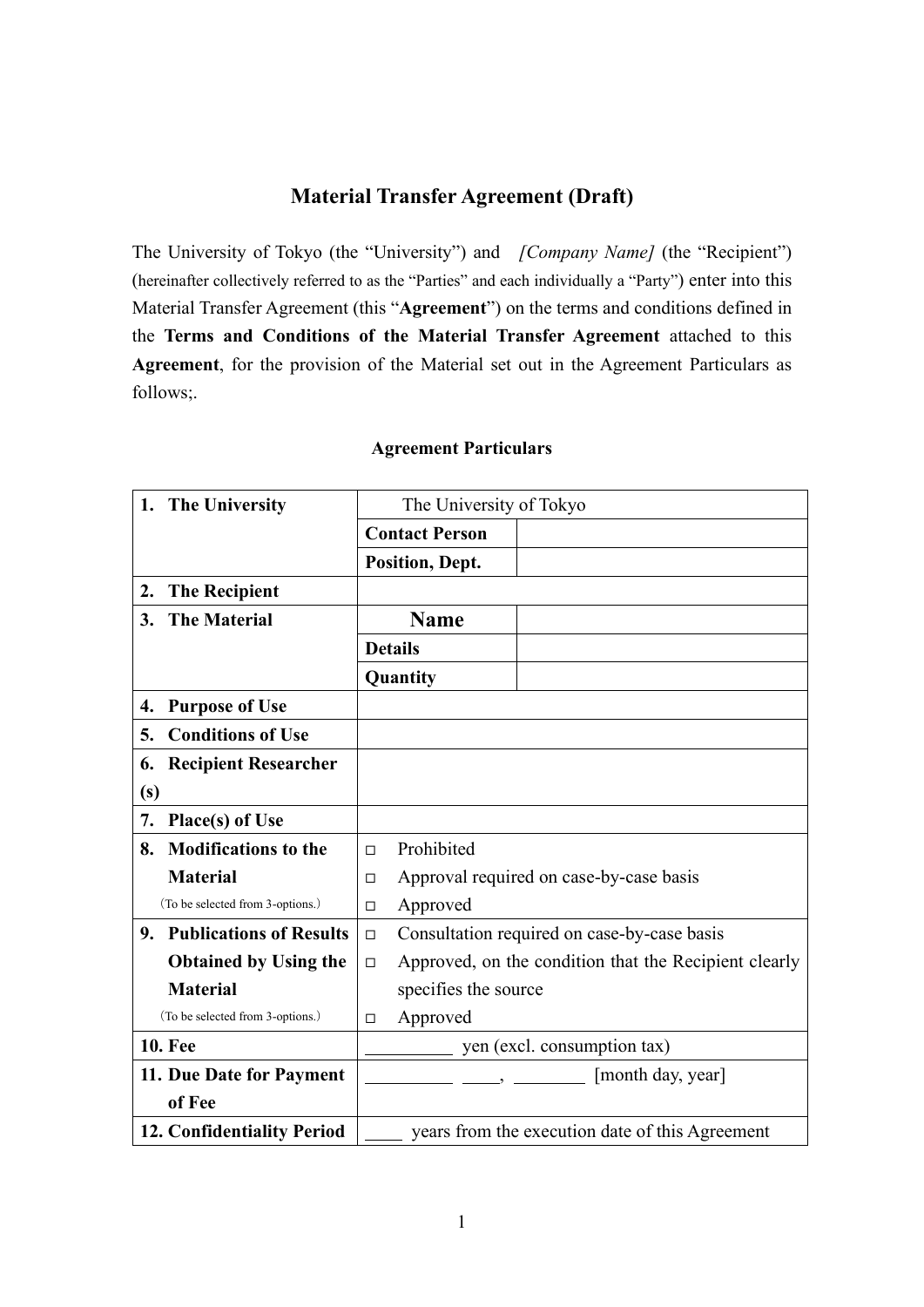# Material Transfer Agreement (Draft)

The University of Tokyo (the "University") and *[Company Name]* (the "Recipient") (hereinafter collectively referred to as the "Parties" and each individually a "Party") enter into this Material Transfer Agreement (this "**Agreement**") on the terms and conditions defined in the **Terms and Conditions of the Material Transfer Agreement** attached to this **Agreement**, for the provision of the Material set out in the Agreement Particulars as follows;.

### Agreement Particulars

| | | |
|---|---|---|
| **1. The University** | The University of Tokyo | |
| | **Contact Person** | |
| | **Position, Dept.** | |
| **2. The Recipient** | | |
| **3. The Material** | **Name** | |
| | **Details** | |
| | **Quantity** | |
| **4. Purpose of Use** | | |
| **5. Conditions of Use** | | |
| **6. Recipient Researcher (s)** | | |
| **7. Place(s) of Use** | | |
| **8. Modifications to the Material** (To be selected from 3-options.) | □ Prohibited<br>□ Approval required on case-by-case basis<br>□ Approved | |
| **9. Publications of Results Obtained by Using the Material** (To be selected from 3-options.) | □ Consultation required on case-by-case basis<br>□ Approved, on the condition that the Recipient clearly specifies the source<br>□ Approved | |
| **10. Fee** | __________ yen (excl. consumption tax) | |
| **11. Due Date for Payment of Fee** | __________ ____, ________ [month day, year] | |
| **12. Confidentiality Period** | ____ years from the execution date of this Agreement | |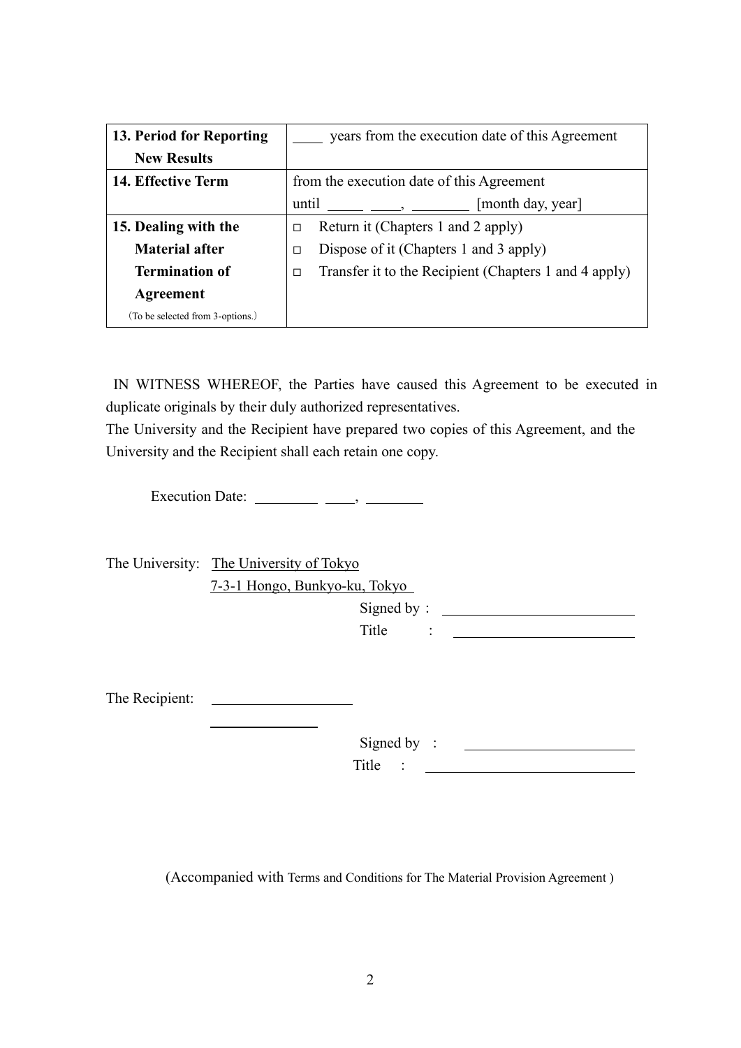| 13. Period for Reporting New Results | ____ years from the execution date of this Agreement |
|---|---|
| 14. Effective Term | from the execution date of this Agreement until _____ ____, ________ [month day, year] |
| 15. Dealing with the Material after Termination of Agreement (To be selected from 3-options.) | □ Return it (Chapters 1 and 2 apply)<br>□ Dispose of it (Chapters 1 and 3 apply)<br>□ Transfer it to the Recipient (Chapters 1 and 4 apply) |

IN WITNESS WHEREOF, the Parties have caused this Agreement to be executed in duplicate originals by their duly authorized representatives.
The University and the Recipient have prepared two copies of this Agreement, and the University and the Recipient shall each retain one copy.

Execution Date: ________ ____, ________

The University: The University of Tokyo
7-3-1 Hongo, Bunkyo-ku, Tokyo

Signed by : ________________________

Title : ________________________

The Recipient: ____________________

_______________

Signed by : ________________________

Title : ________________________

(Accompanied with Terms and Conditions for The Material Provision Agreement )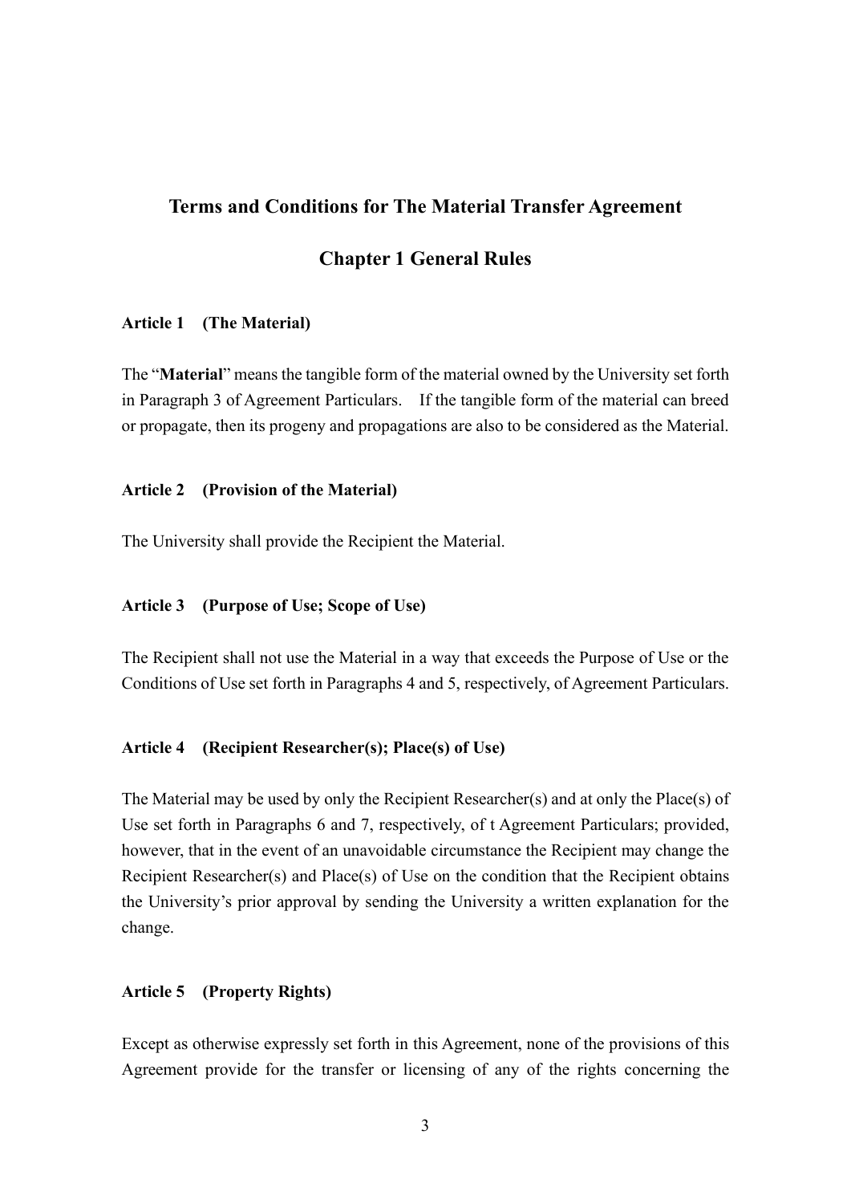# Terms and Conditions for The Material Transfer Agreement

## Chapter 1 General Rules

**Article 1 (The Material)**

The "**Material**" means the tangible form of the material owned by the University set forth in Paragraph 3 of Agreement Particulars. If the tangible form of the material can breed or propagate, then its progeny and propagations are also to be considered as the Material.

**Article 2 (Provision of the Material)**

The University shall provide the Recipient the Material.

**Article 3 (Purpose of Use; Scope of Use)**

The Recipient shall not use the Material in a way that exceeds the Purpose of Use or the Conditions of Use set forth in Paragraphs 4 and 5, respectively, of Agreement Particulars.

**Article 4 (Recipient Researcher(s); Place(s) of Use)**

The Material may be used by only the Recipient Researcher(s) and at only the Place(s) of Use set forth in Paragraphs 6 and 7, respectively, of t Agreement Particulars; provided, however, that in the event of an unavoidable circumstance the Recipient may change the Recipient Researcher(s) and Place(s) of Use on the condition that the Recipient obtains the University's prior approval by sending the University a written explanation for the change.

**Article 5 (Property Rights)**

Except as otherwise expressly set forth in this Agreement, none of the provisions of this Agreement provide for the transfer or licensing of any of the rights concerning the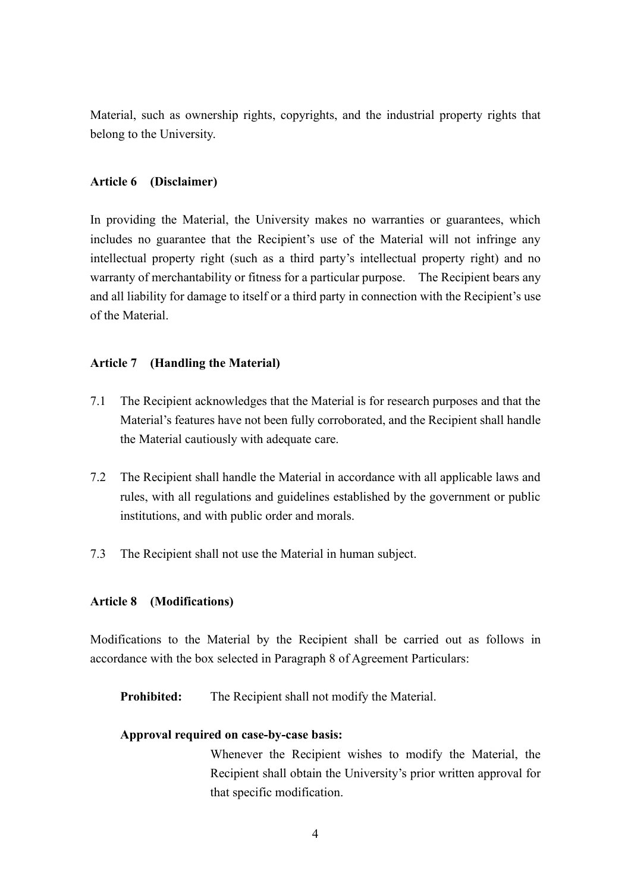Material, such as ownership rights, copyrights, and the industrial property rights that belong to the University.

**Article 6 (Disclaimer)**

In providing the Material, the University makes no warranties or guarantees, which includes no guarantee that the Recipient's use of the Material will not infringe any intellectual property right (such as a third party's intellectual property right) and no warranty of merchantability or fitness for a particular purpose. The Recipient bears any and all liability for damage to itself or a third party in connection with the Recipient's use of the Material.

**Article 7 (Handling the Material)**

7.1 The Recipient acknowledges that the Material is for research purposes and that the Material's features have not been fully corroborated, and the Recipient shall handle the Material cautiously with adequate care.

7.2 The Recipient shall handle the Material in accordance with all applicable laws and rules, with all regulations and guidelines established by the government or public institutions, and with public order and morals.

7.3 The Recipient shall not use the Material in human subject.

**Article 8 (Modifications)**

Modifications to the Material by the Recipient shall be carried out as follows in accordance with the box selected in Paragraph 8 of Agreement Particulars:

**Prohibited:** The Recipient shall not modify the Material.

**Approval required on case-by-case basis:**
Whenever the Recipient wishes to modify the Material, the Recipient shall obtain the University's prior written approval for that specific modification.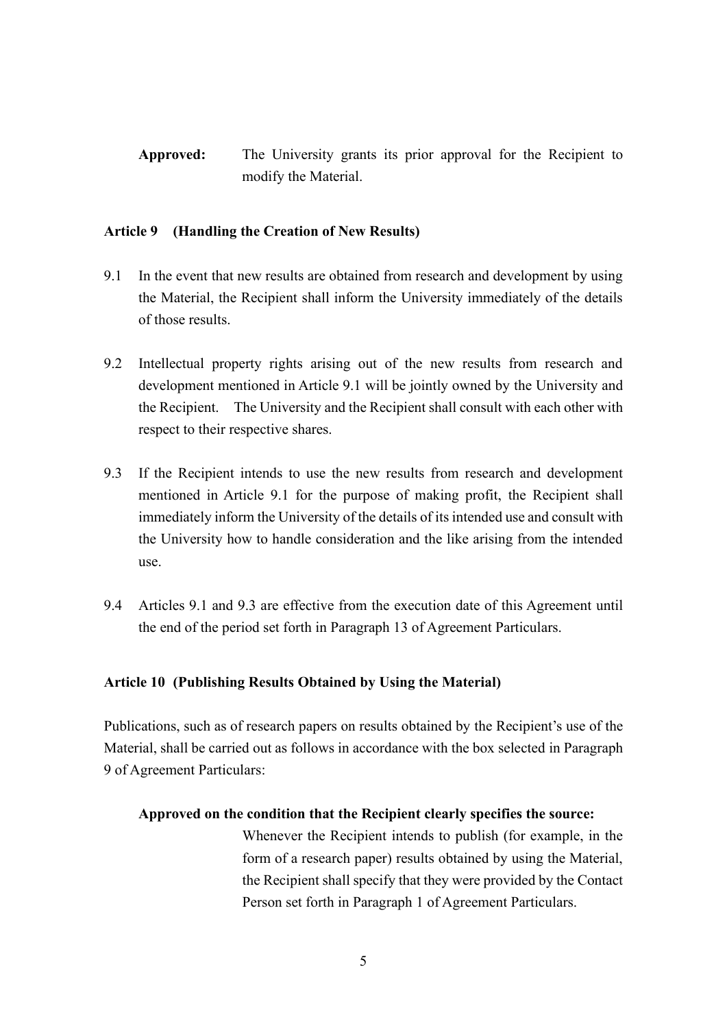**Approved:** The University grants its prior approval for the Recipient to modify the Material.

### Article 9 (Handling the Creation of New Results)

9.1 In the event that new results are obtained from research and development by using the Material, the Recipient shall inform the University immediately of the details of those results.

9.2 Intellectual property rights arising out of the new results from research and development mentioned in Article 9.1 will be jointly owned by the University and the Recipient. The University and the Recipient shall consult with each other with respect to their respective shares.

9.3 If the Recipient intends to use the new results from research and development mentioned in Article 9.1 for the purpose of making profit, the Recipient shall immediately inform the University of the details of its intended use and consult with the University how to handle consideration and the like arising from the intended use.

9.4 Articles 9.1 and 9.3 are effective from the execution date of this Agreement until the end of the period set forth in Paragraph 13 of Agreement Particulars.

### Article 10 (Publishing Results Obtained by Using the Material)

Publications, such as of research papers on results obtained by the Recipient's use of the Material, shall be carried out as follows in accordance with the box selected in Paragraph 9 of Agreement Particulars:

**Approved on the condition that the Recipient clearly specifies the source:**
Whenever the Recipient intends to publish (for example, in the form of a research paper) results obtained by using the Material, the Recipient shall specify that they were provided by the Contact Person set forth in Paragraph 1 of Agreement Particulars.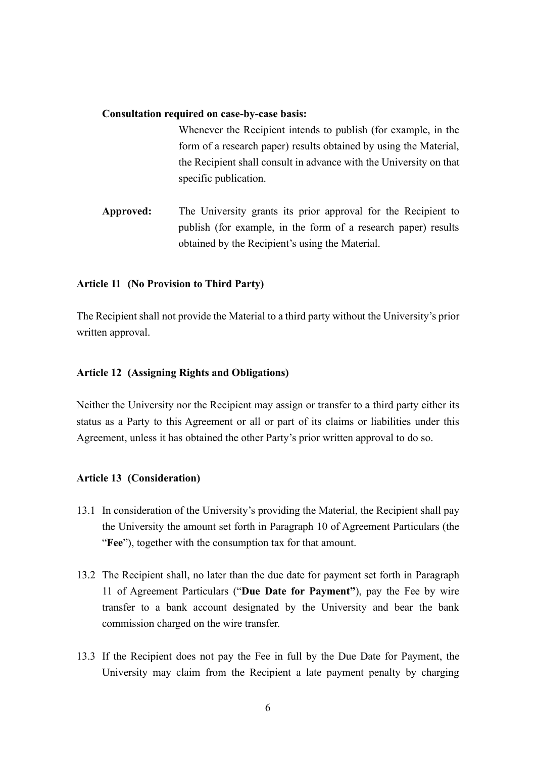**Consultation required on case-by-case basis:**
Whenever the Recipient intends to publish (for example, in the form of a research paper) results obtained by using the Material, the Recipient shall consult in advance with the University on that specific publication.

**Approved:** The University grants its prior approval for the Recipient to publish (for example, in the form of a research paper) results obtained by the Recipient's using the Material.

### Article 11 (No Provision to Third Party)

The Recipient shall not provide the Material to a third party without the University's prior written approval.

### Article 12 (Assigning Rights and Obligations)

Neither the University nor the Recipient may assign or transfer to a third party either its status as a Party to this Agreement or all or part of its claims or liabilities under this Agreement, unless it has obtained the other Party's prior written approval to do so.

### Article 13 (Consideration)

13.1 In consideration of the University's providing the Material, the Recipient shall pay the University the amount set forth in Paragraph 10 of Agreement Particulars (the "**Fee**"), together with the consumption tax for that amount.

13.2 The Recipient shall, no later than the due date for payment set forth in Paragraph 11 of Agreement Particulars ("**Due Date for Payment"**), pay the Fee by wire transfer to a bank account designated by the University and bear the bank commission charged on the wire transfer.

13.3 If the Recipient does not pay the Fee in full by the Due Date for Payment, the University may claim from the Recipient a late payment penalty by charging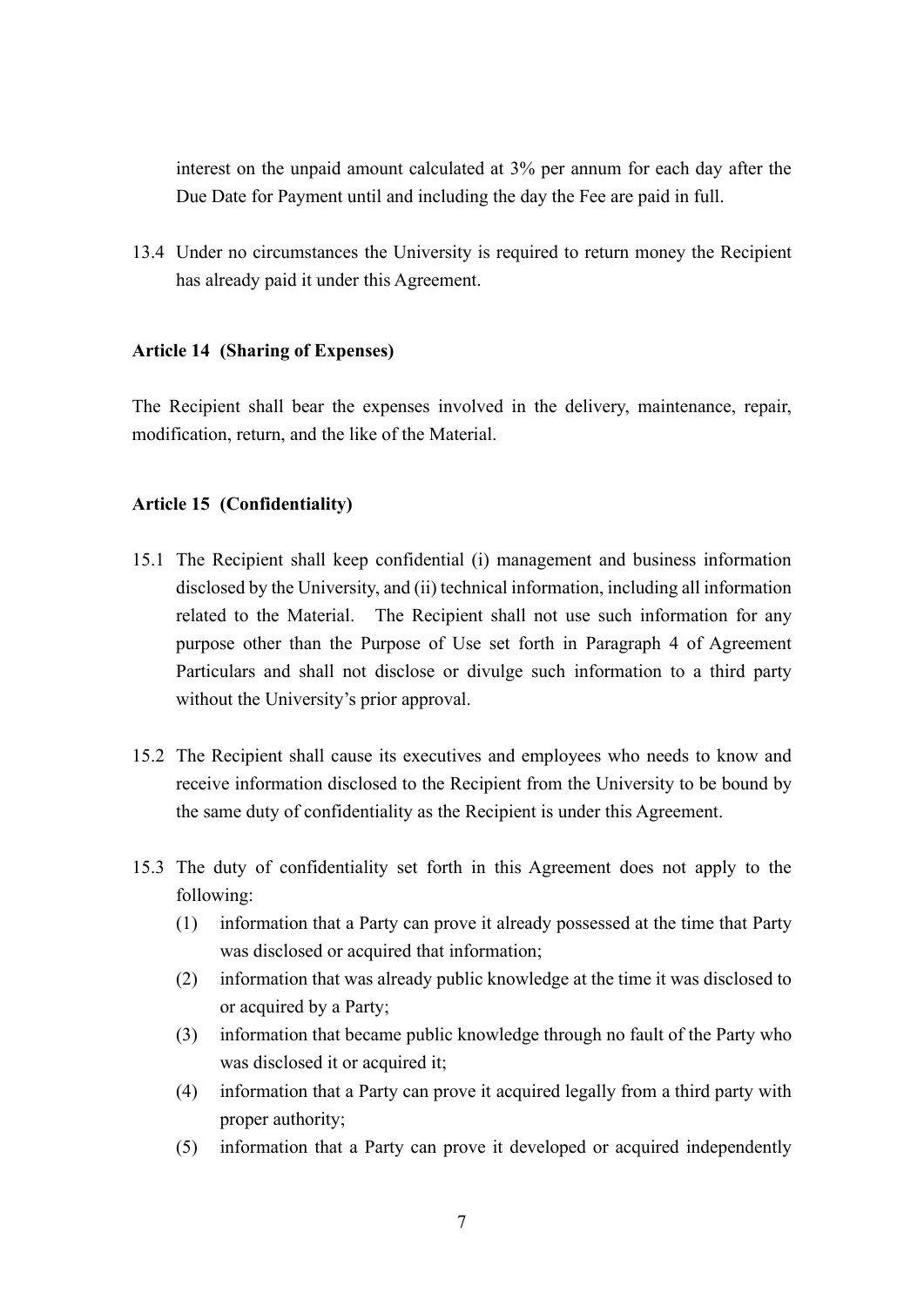interest on the unpaid amount calculated at 3% per annum for each day after the Due Date for Payment until and including the day the Fee are paid in full.

13.4 Under no circumstances the University is required to return money the Recipient has already paid it under this Agreement.

**Article 14 (Sharing of Expenses)**

The Recipient shall bear the expenses involved in the delivery, maintenance, repair, modification, return, and the like of the Material.

**Article 15 (Confidentiality)**

15.1 The Recipient shall keep confidential (i) management and business information disclosed by the University, and (ii) technical information, including all information related to the Material. The Recipient shall not use such information for any purpose other than the Purpose of Use set forth in Paragraph 4 of Agreement Particulars and shall not disclose or divulge such information to a third party without the University's prior approval.

15.2 The Recipient shall cause its executives and employees who needs to know and receive information disclosed to the Recipient from the University to be bound by the same duty of confidentiality as the Recipient is under this Agreement.

15.3 The duty of confidentiality set forth in this Agreement does not apply to the following:

(1) information that a Party can prove it already possessed at the time that Party was disclosed or acquired that information;

(2) information that was already public knowledge at the time it was disclosed to or acquired by a Party;

(3) information that became public knowledge through no fault of the Party who was disclosed it or acquired it;

(4) information that a Party can prove it acquired legally from a third party with proper authority;

(5) information that a Party can prove it developed or acquired independently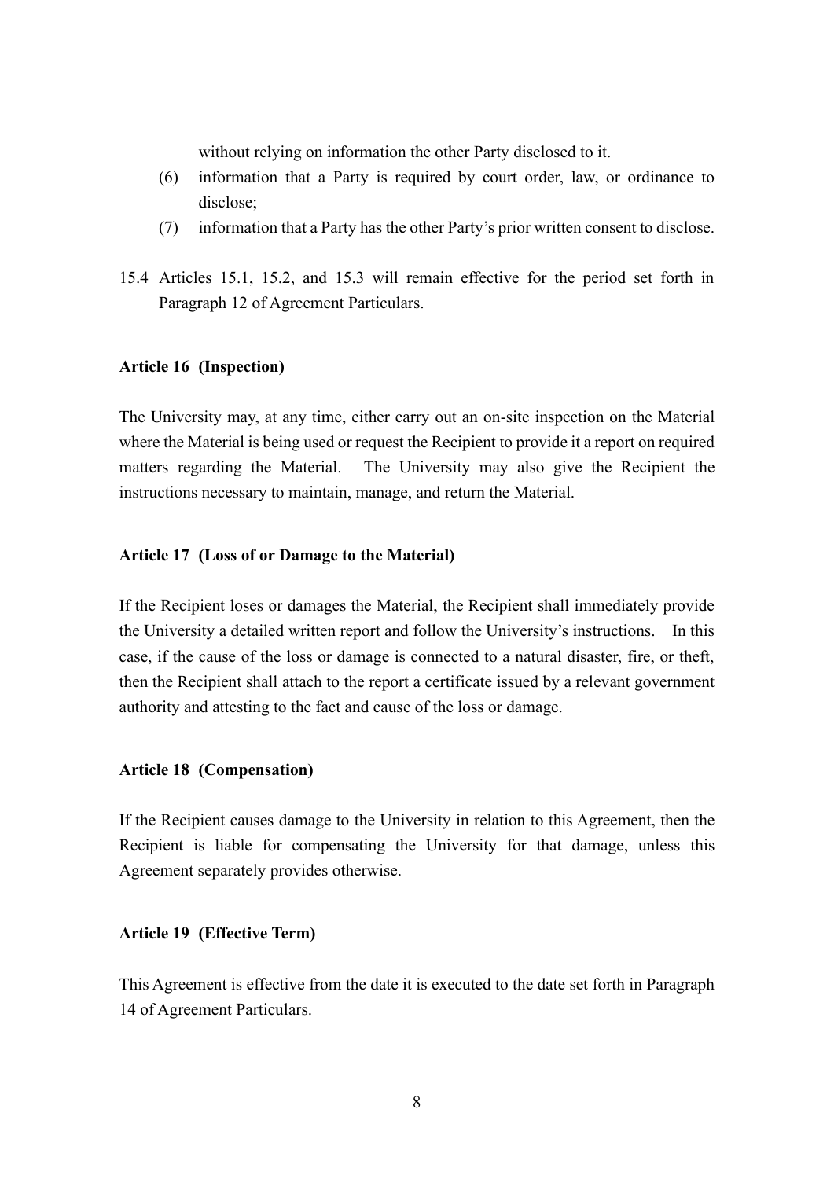without relying on information the other Party disclosed to it.

(6) information that a Party is required by court order, law, or ordinance to disclose;

(7) information that a Party has the other Party's prior written consent to disclose.

15.4 Articles 15.1, 15.2, and 15.3 will remain effective for the period set forth in Paragraph 12 of Agreement Particulars.

**Article 16 (Inspection)**

The University may, at any time, either carry out an on-site inspection on the Material where the Material is being used or request the Recipient to provide it a report on required matters regarding the Material. The University may also give the Recipient the instructions necessary to maintain, manage, and return the Material.

**Article 17 (Loss of or Damage to the Material)**

If the Recipient loses or damages the Material, the Recipient shall immediately provide the University a detailed written report and follow the University's instructions. In this case, if the cause of the loss or damage is connected to a natural disaster, fire, or theft, then the Recipient shall attach to the report a certificate issued by a relevant government authority and attesting to the fact and cause of the loss or damage.

**Article 18 (Compensation)**

If the Recipient causes damage to the University in relation to this Agreement, then the Recipient is liable for compensating the University for that damage, unless this Agreement separately provides otherwise.

**Article 19 (Effective Term)**

This Agreement is effective from the date it is executed to the date set forth in Paragraph 14 of Agreement Particulars.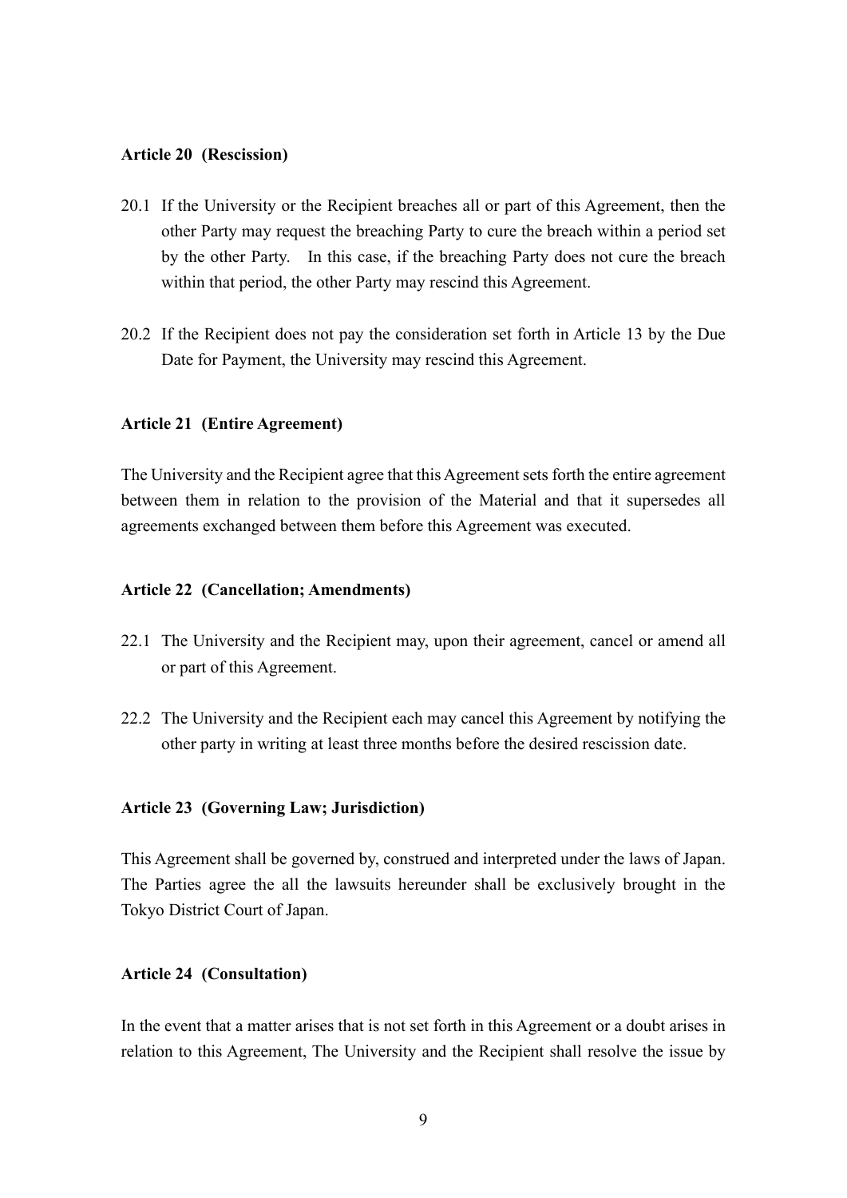**Article 20 (Rescission)**

20.1 If the University or the Recipient breaches all or part of this Agreement, then the other Party may request the breaching Party to cure the breach within a period set by the other Party. In this case, if the breaching Party does not cure the breach within that period, the other Party may rescind this Agreement.

20.2 If the Recipient does not pay the consideration set forth in Article 13 by the Due Date for Payment, the University may rescind this Agreement.

**Article 21 (Entire Agreement)**

The University and the Recipient agree that this Agreement sets forth the entire agreement between them in relation to the provision of the Material and that it supersedes all agreements exchanged between them before this Agreement was executed.

**Article 22 (Cancellation; Amendments)**

22.1 The University and the Recipient may, upon their agreement, cancel or amend all or part of this Agreement.

22.2 The University and the Recipient each may cancel this Agreement by notifying the other party in writing at least three months before the desired rescission date.

**Article 23 (Governing Law; Jurisdiction)**

This Agreement shall be governed by, construed and interpreted under the laws of Japan. The Parties agree the all the lawsuits hereunder shall be exclusively brought in the Tokyo District Court of Japan.

**Article 24 (Consultation)**

In the event that a matter arises that is not set forth in this Agreement or a doubt arises in relation to this Agreement, The University and the Recipient shall resolve the issue by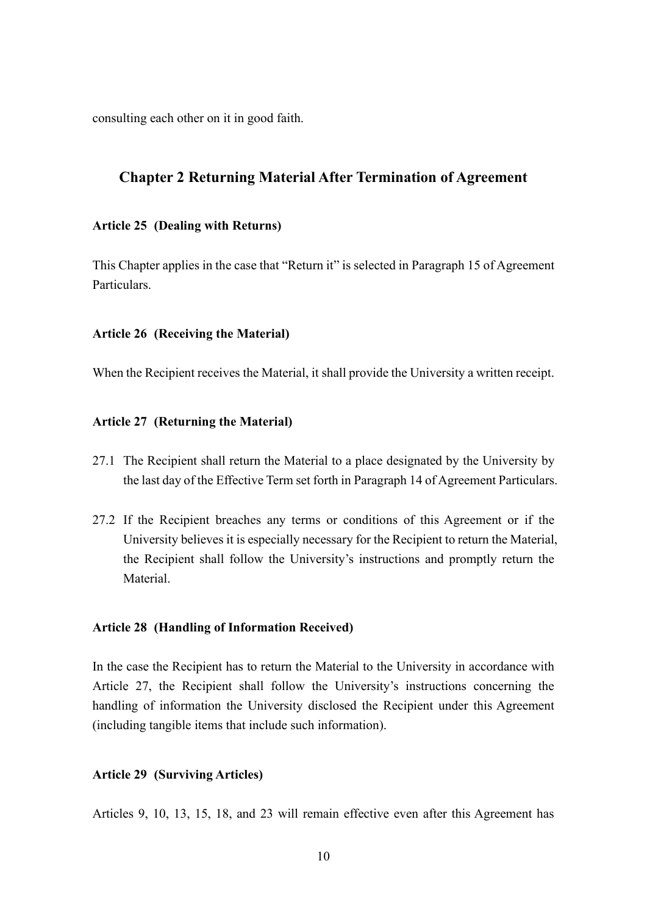consulting each other on it in good faith.

## Chapter 2 Returning Material After Termination of Agreement

**Article 25 (Dealing with Returns)**

This Chapter applies in the case that "Return it" is selected in Paragraph 15 of Agreement Particulars.

**Article 26 (Receiving the Material)**

When the Recipient receives the Material, it shall provide the University a written receipt.

**Article 27 (Returning the Material)**

27.1 The Recipient shall return the Material to a place designated by the University by the last day of the Effective Term set forth in Paragraph 14 of Agreement Particulars.

27.2 If the Recipient breaches any terms or conditions of this Agreement or if the University believes it is especially necessary for the Recipient to return the Material, the Recipient shall follow the University's instructions and promptly return the Material.

**Article 28 (Handling of Information Received)**

In the case the Recipient has to return the Material to the University in accordance with Article 27, the Recipient shall follow the University's instructions concerning the handling of information the University disclosed the Recipient under this Agreement (including tangible items that include such information).

**Article 29 (Surviving Articles)**

Articles 9, 10, 13, 15, 18, and 23 will remain effective even after this Agreement has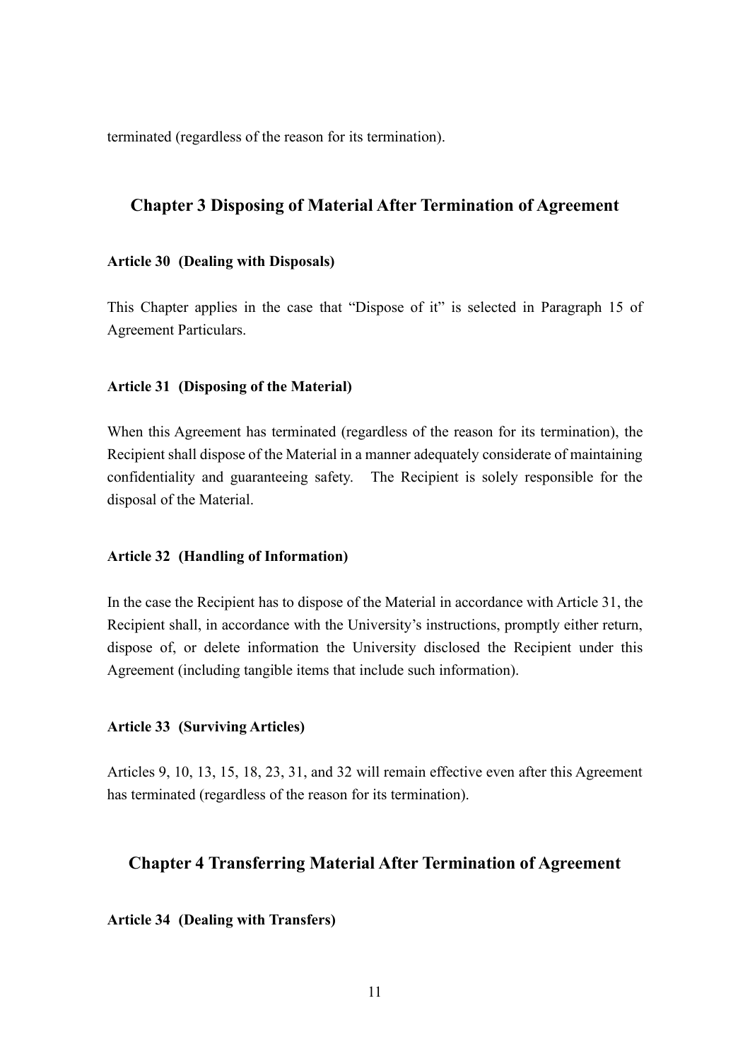terminated (regardless of the reason for its termination).

## Chapter 3 Disposing of Material After Termination of Agreement

**Article 30 (Dealing with Disposals)**

This Chapter applies in the case that "Dispose of it" is selected in Paragraph 15 of Agreement Particulars.

**Article 31 (Disposing of the Material)**

When this Agreement has terminated (regardless of the reason for its termination), the Recipient shall dispose of the Material in a manner adequately considerate of maintaining confidentiality and guaranteeing safety. The Recipient is solely responsible for the disposal of the Material.

**Article 32 (Handling of Information)**

In the case the Recipient has to dispose of the Material in accordance with Article 31, the Recipient shall, in accordance with the University's instructions, promptly either return, dispose of, or delete information the University disclosed the Recipient under this Agreement (including tangible items that include such information).

**Article 33 (Surviving Articles)**

Articles 9, 10, 13, 15, 18, 23, 31, and 32 will remain effective even after this Agreement has terminated (regardless of the reason for its termination).

## Chapter 4 Transferring Material After Termination of Agreement

**Article 34 (Dealing with Transfers)**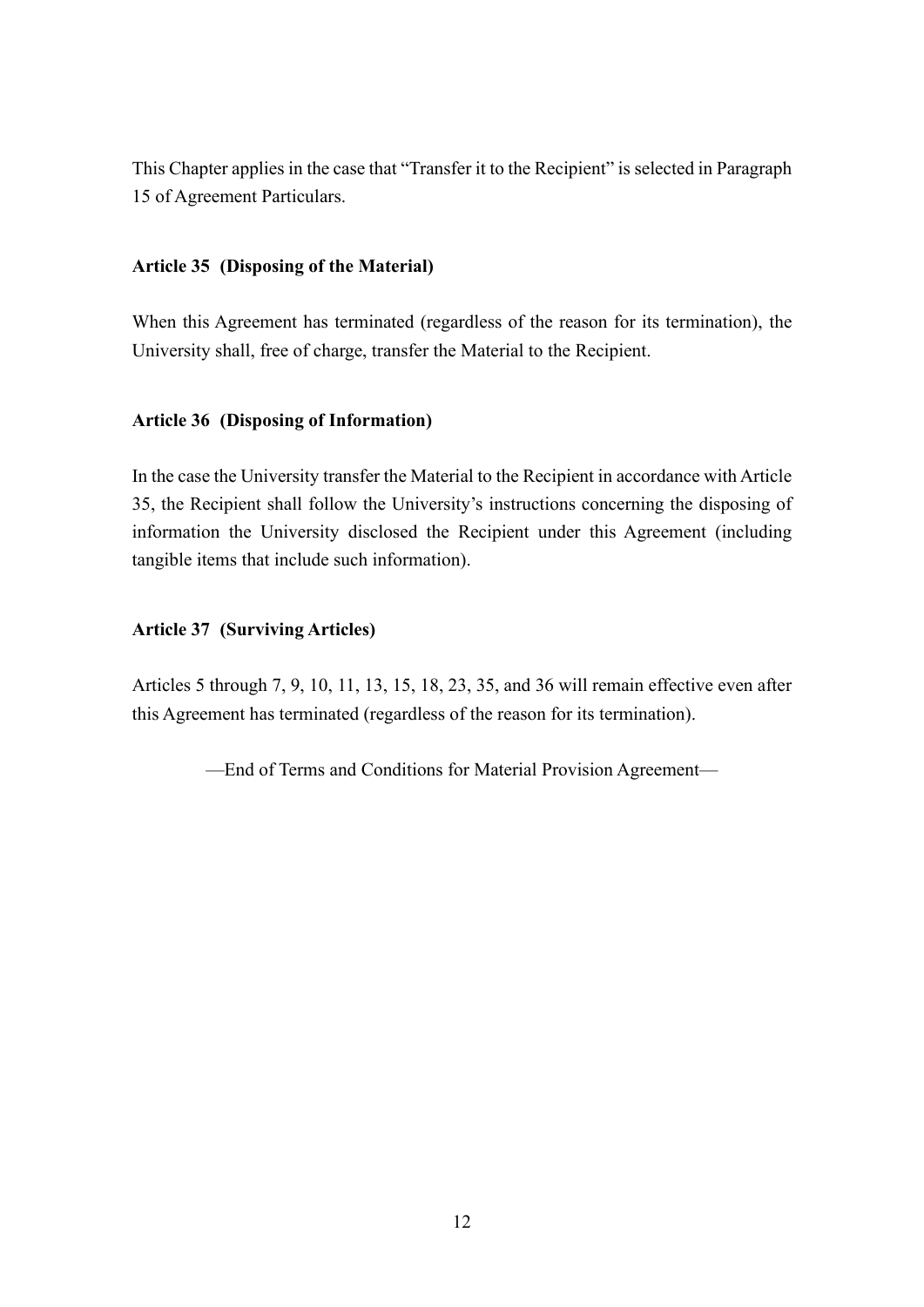This Chapter applies in the case that "Transfer it to the Recipient" is selected in Paragraph 15 of Agreement Particulars.

**Article 35 (Disposing of the Material)**

When this Agreement has terminated (regardless of the reason for its termination), the University shall, free of charge, transfer the Material to the Recipient.

**Article 36 (Disposing of Information)**

In the case the University transfer the Material to the Recipient in accordance with Article 35, the Recipient shall follow the University's instructions concerning the disposing of information the University disclosed the Recipient under this Agreement (including tangible items that include such information).

**Article 37 (Surviving Articles)**

Articles 5 through 7, 9, 10, 11, 13, 15, 18, 23, 35, and 36 will remain effective even after this Agreement has terminated (regardless of the reason for its termination).

—End of Terms and Conditions for Material Provision Agreement—